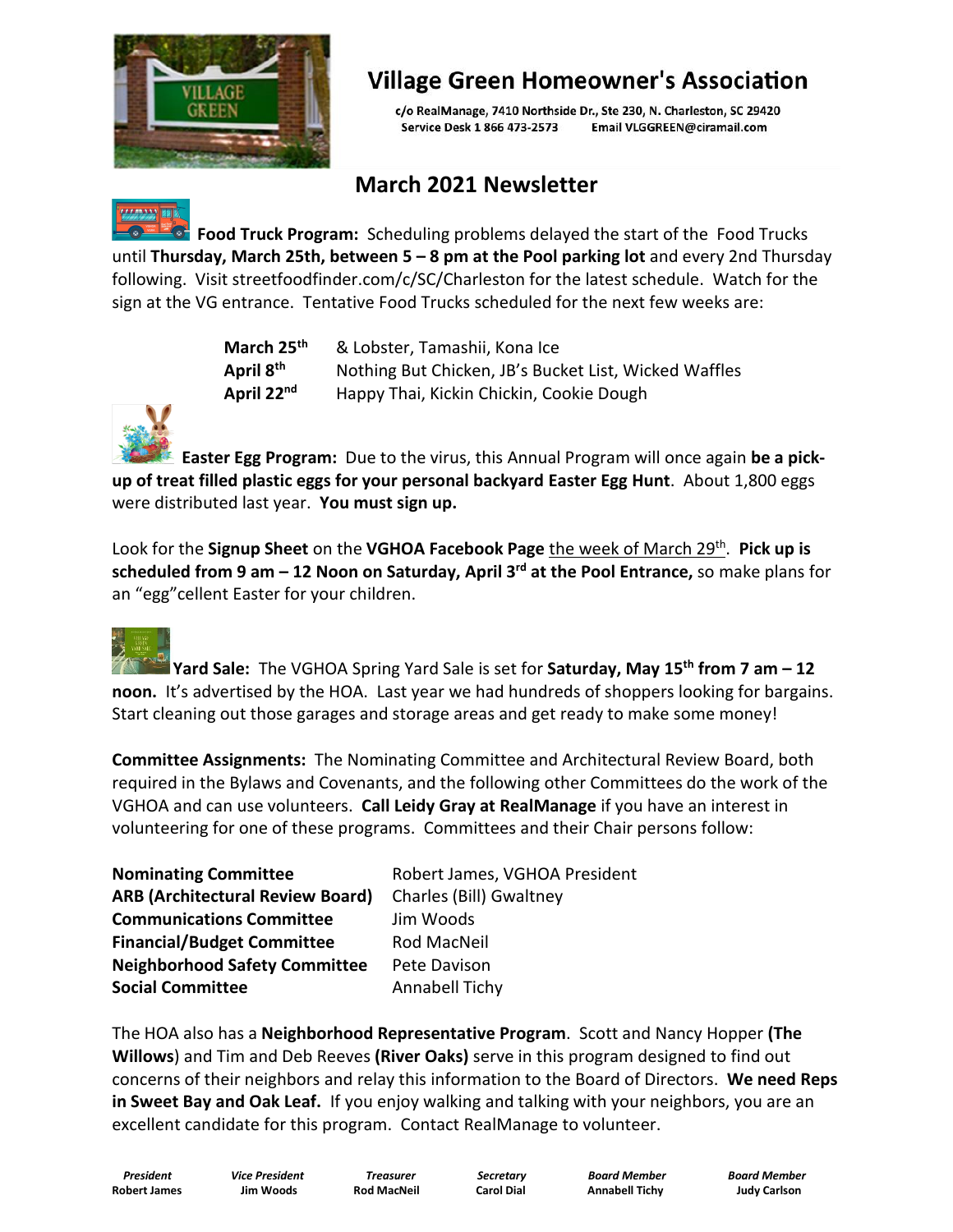# Village Green Homeowner's Association

c/o RealManage, 7410 Northside Dr., Ste 230, N. Charleston, SC 29420
Service Desk 1 866 473-2573 Email VLGGREEN@ciramail.com

## March 2021 Newsletter

**Food Truck Program:** Scheduling problems delayed the start of the Food Trucks until **Thursday, March 25th, between 5 – 8 pm at the Pool parking lot** and every 2nd Thursday following. Visit streetfoodfinder.com/c/SC/Charleston for the latest schedule. Watch for the sign at the VG entrance. Tentative Food Trucks scheduled for the next few weeks are:

| | |
|---|---|
| **March 25th** | & Lobster, Tamashii, Kona Ice |
| **April 8th** | Nothing But Chicken, JB's Bucket List, Wicked Waffles |
| **April 22nd** | Happy Thai, Kickin Chickin, Cookie Dough |

**Easter Egg Program:** Due to the virus, this Annual Program will once again **be a pick-up of treat filled plastic eggs for your personal backyard Easter Egg Hunt**. About 1,800 eggs were distributed last year. **You must sign up.**

Look for the **Signup Sheet** on the **VGHOA Facebook Page** the week of March 29th. **Pick up is scheduled from 9 am – 12 Noon on Saturday, April 3rd at the Pool Entrance,** so make plans for an "egg"cellent Easter for your children.

**Yard Sale:** The VGHOA Spring Yard Sale is set for **Saturday, May 15th from 7 am – 12 noon.** It's advertised by the HOA. Last year we had hundreds of shoppers looking for bargains. Start cleaning out those garages and storage areas and get ready to make some money!

**Committee Assignments:** The Nominating Committee and Architectural Review Board, both required in the Bylaws and Covenants, and the following other Committees do the work of the VGHOA and can use volunteers. **Call Leidy Gray at RealManage** if you have an interest in volunteering for one of these programs. Committees and their Chair persons follow:

| | |
|---|---|
| **Nominating Committee** | Robert James, VGHOA President |
| **ARB (Architectural Review Board)** | Charles (Bill) Gwaltney |
| **Communications Committee** | Jim Woods |
| **Financial/Budget Committee** | Rod MacNeil |
| **Neighborhood Safety Committee** | Pete Davison |
| **Social Committee** | Annabell Tichy |

The HOA also has a **Neighborhood Representative Program**. Scott and Nancy Hopper **(The Willows**) and Tim and Deb Reeves **(River Oaks)** serve in this program designed to find out concerns of their neighbors and relay this information to the Board of Directors. **We need Reps in Sweet Bay and Oak Leaf.** If you enjoy walking and talking with your neighbors, you are an excellent candidate for this program. Contact RealManage to volunteer.

| *President* | *Vice President* | *Treasurer* | *Secretary* | *Board Member* | *Board Member* |
|---|---|---|---|---|---|
| **Robert James** | **Jim Woods** | **Rod MacNeil** | **Carol Dial** | **Annabell Tichy** | **Judy Carlson** |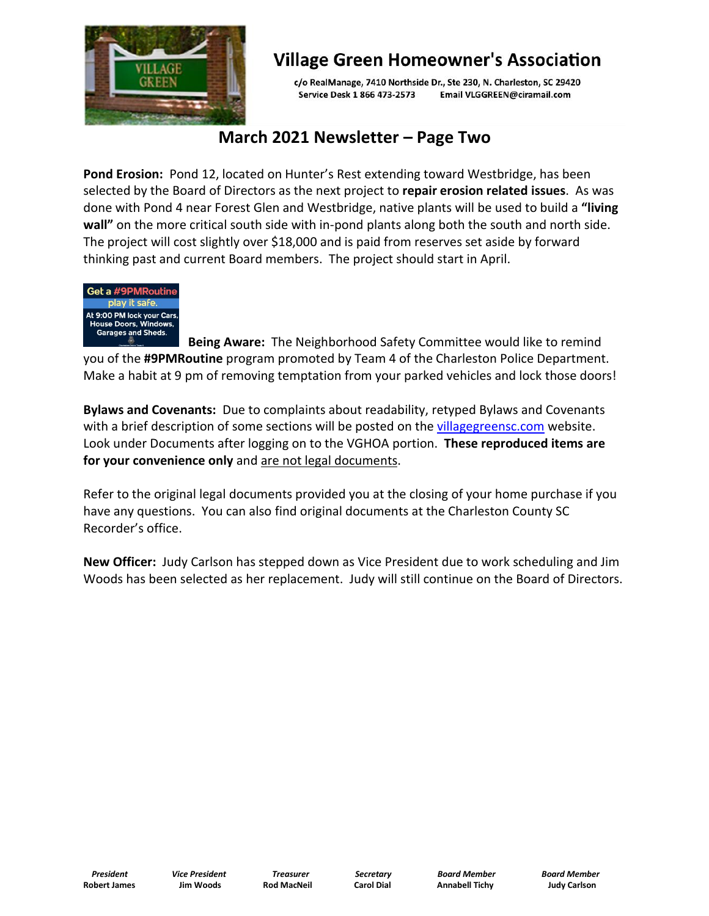# Village Green Homeowner's Association

c/o RealManage, 7410 Northside Dr., Ste 230, N. Charleston, SC 29420
Service Desk 1 866 473-2573 Email VLGGREEN@ciramail.com

## March 2021 Newsletter – Page Two

**Pond Erosion:** Pond 12, located on Hunter's Rest extending toward Westbridge, has been selected by the Board of Directors as the next project to **repair erosion related issues**. As was done with Pond 4 near Forest Glen and Westbridge, native plants will be used to build a **"living wall"** on the more critical south side with in-pond plants along both the south and north side. The project will cost slightly over $18,000 and is paid from reserves set aside by forward thinking past and current Board members. The project should start in April.

Get a #9PMRoutine play it safe. At 9:00 PM lock your Cars, House Doors, Windows, Garages and Sheds.

**Being Aware:** The Neighborhood Safety Committee would like to remind you of the **#9PMRoutine** program promoted by Team 4 of the Charleston Police Department. Make a habit at 9 pm of removing temptation from your parked vehicles and lock those doors!

**Bylaws and Covenants:** Due to complaints about readability, retyped Bylaws and Covenants with a brief description of some sections will be posted on the villagegreensc.com website. Look under Documents after logging on to the VGHOA portion. **These reproduced items are for your convenience only** and are not legal documents.

Refer to the original legal documents provided you at the closing of your home purchase if you have any questions. You can also find original documents at the Charleston County SC Recorder's office.

**New Officer:** Judy Carlson has stepped down as Vice President due to work scheduling and Jim Woods has been selected as her replacement. Judy will still continue on the Board of Directors.

| *President* | *Vice President* | *Treasurer* | *Secretary* | *Board Member* | *Board Member* |
|---|---|---|---|---|---|
| **Robert James** | **Jim Woods** | **Rod MacNeil** | **Carol Dial** | **Annabell Tichy** | **Judy Carlson** |